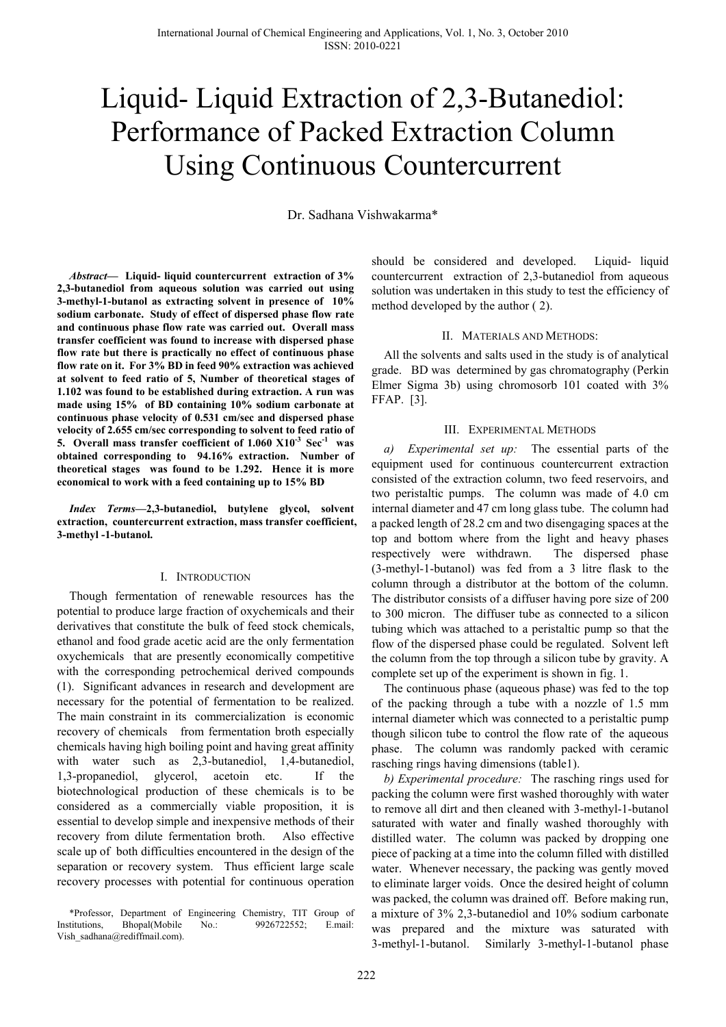# Liquid- Liquid Extraction of 2,3-Butanediol: Performance of Packed Extraction Column Using Continuous Countercurrent

Dr. Sadhana Vishwakarma*

***Abstract*— Liquid- liquid countercurrent extraction of 3% 2,3-butanediol from aqueous solution was carried out using 3-methyl-1-butanol as extracting solvent in presence of 10% sodium carbonate. Study of effect of dispersed phase flow rate and continuous phase flow rate was carried out. Overall mass transfer coefficient was found to increase with dispersed phase flow rate but there is practically no effect of continuous phase flow rate on it. For 3% BD in feed 90% extraction was achieved at solvent to feed ratio of 5, Number of theoretical stages of 1.102 was found to be established during extraction. A run was made using 15% of BD containing 10% sodium carbonate at continuous phase velocity of 0.531 cm/sec and dispersed phase velocity of 2.655 cm/sec corresponding to solvent to feed ratio of 5. Overall mass transfer coefficient of 1.060 X10$^{-3}$ Sec$^{-1}$ was obtained corresponding to 94.16% extraction. Number of theoretical stages was found to be 1.292. Hence it is more economical to work with a feed containing up to 15% BD**

***Index Terms*—2,3-butanediol, butylene glycol, solvent extraction, countercurrent extraction, mass transfer coefficient, 3-methyl -1-butanol.**

## I. Introduction

Though fermentation of renewable resources has the potential to produce large fraction of oxychemicals and their derivatives that constitute the bulk of feed stock chemicals, ethanol and food grade acetic acid are the only fermentation oxychemicals that are presently economically competitive with the corresponding petrochemical derived compounds (1). Significant advances in research and development are necessary for the potential of fermentation to be realized. The main constraint in its commercialization is economic recovery of chemicals from fermentation broth especially chemicals having high boiling point and having great affinity with water such as 2,3-butanediol, 1,4-butanediol, 1,3-propanediol, glycerol, acetoin etc. If the biotechnological production of these chemicals is to be considered as a commercially viable proposition, it is essential to develop simple and inexpensive methods of their recovery from dilute fermentation broth. Also effective scale up of both difficulties encountered in the design of the separation or recovery system. Thus efficient large scale recovery processes with potential for continuous operation should be considered and developed. Liquid- liquid countercurrent extraction of 2,3-butanediol from aqueous solution was undertaken in this study to test the efficiency of method developed by the author ( 2).

*Professor, Department of Engineering Chemistry, TIT Group of Institutions, Bhopal(Mobile No.: 9926722552; E.mail: Vish_sadhana@rediffmail.com).

## II. Materials and Methods:

All the solvents and salts used in the study is of analytical grade. BD was determined by gas chromatography (Perkin Elmer Sigma 3b) using chromosorb 101 coated with 3% FFAP. [3].

## III. Experimental Methods

*a) Experimental set up:* The essential parts of the equipment used for continuous countercurrent extraction consisted of the extraction column, two feed reservoirs, and two peristaltic pumps. The column was made of 4.0 cm internal diameter and 47 cm long glass tube. The column had a packed length of 28.2 cm and two disengaging spaces at the top and bottom where from the light and heavy phases respectively were withdrawn. The dispersed phase (3-methyl-1-butanol) was fed from a 3 litre flask to the column through a distributor at the bottom of the column. The distributor consists of a diffuser having pore size of 200 to 300 micron. The diffuser tube as connected to a silicon tubing which was attached to a peristaltic pump so that the flow of the dispersed phase could be regulated. Solvent left the column from the top through a silicon tube by gravity. A complete set up of the experiment is shown in fig. 1.

The continuous phase (aqueous phase) was fed to the top of the packing through a tube with a nozzle of 1.5 mm internal diameter which was connected to a peristaltic pump though silicon tube to control the flow rate of the aqueous phase. The column was randomly packed with ceramic rasching rings having dimensions (table1).

*b) Experimental procedure:* The rasching rings used for packing the column were first washed thoroughly with water to remove all dirt and then cleaned with 3-methyl-1-butanol saturated with water and finally washed thoroughly with distilled water. The column was packed by dropping one piece of packing at a time into the column filled with distilled water. Whenever necessary, the packing was gently moved to eliminate larger voids. Once the desired height of column was packed, the column was drained off. Before making run, a mixture of 3% 2,3-butanediol and 10% sodium carbonate was prepared and the mixture was saturated with 3-methyl-1-butanol. Similarly 3-methyl-1-butanol phase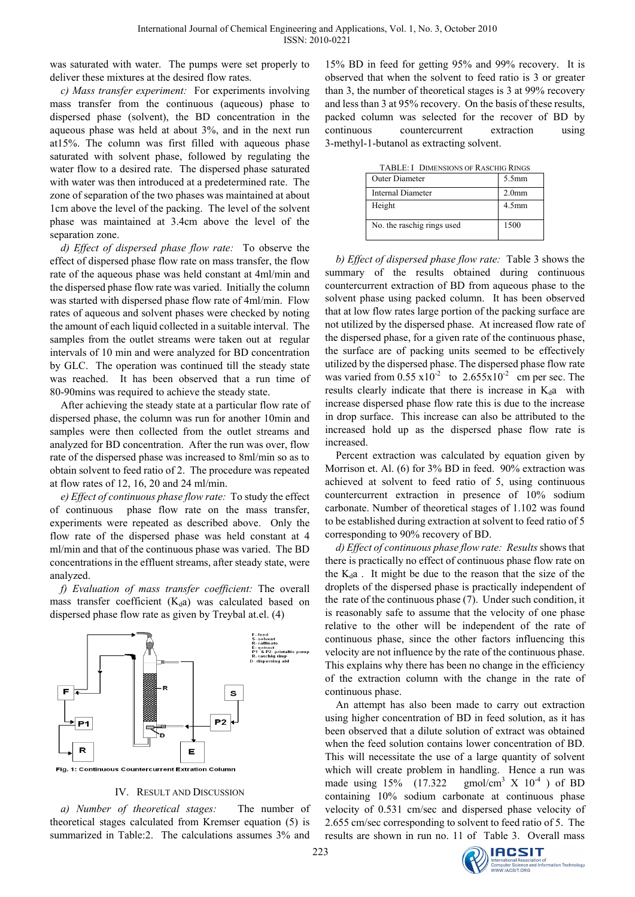was saturated with water. The pumps were set properly to deliver these mixtures at the desired flow rates.

*c) Mass transfer experiment:* For experiments involving mass transfer from the continuous (aqueous) phase to dispersed phase (solvent), the BD concentration in the aqueous phase was held at about 3%, and in the next run at15%. The column was first filled with aqueous phase saturated with solvent phase, followed by regulating the water flow to a desired rate. The dispersed phase saturated with water was then introduced at a predetermined rate. The zone of separation of the two phases was maintained at about 1cm above the level of the packing. The level of the solvent phase was maintained at 3.4cm above the level of the separation zone.

*d) Effect of dispersed phase flow rate:* To observe the effect of dispersed phase flow rate on mass transfer, the flow rate of the aqueous phase was held constant at 4ml/min and the dispersed phase flow rate was varied. Initially the column was started with dispersed phase flow rate of 4ml/min. Flow rates of aqueous and solvent phases were checked by noting the amount of each liquid collected in a suitable interval. The samples from the outlet streams were taken out at regular intervals of 10 min and were analyzed for BD concentration by GLC. The operation was continued till the steady state was reached. It has been observed that a run time of 80-90mins was required to achieve the steady state.

After achieving the steady state at a particular flow rate of dispersed phase, the column was run for another 10min and samples were then collected from the outlet streams and analyzed for BD concentration. After the run was over, flow rate of the dispersed phase was increased to 8ml/min so as to obtain solvent to feed ratio of 2. The procedure was repeated at flow rates of 12, 16, 20 and 24 ml/min.

*e) Effect of continuous phase flow rate:* To study the effect of continuous phase flow rate on the mass transfer, experiments were repeated as described above. Only the flow rate of the dispersed phase was held constant at 4 ml/min and that of the continuous phase was varied. The BD concentrations in the effluent streams, after steady state, were analyzed.

*f) Evaluation of mass transfer coefficient:* The overall mass transfer coefficient ($K_d a$) was calculated based on dispersed phase flow rate as given by Treybal at.el. (4)

F- feed
S- solvent
R- raffinate
E- extract
P1 & P2- pristaltic pump
R- raschig ring-
D- dispersing aid

Fig. 1: Continuous Countercurrent Extration Column

## IV. Result and Discussion

*a) Number of theoretical stages:* The number of theoretical stages calculated from Kremser equation (5) is summarized in Table:2. The calculations assumes 3% and 15% BD in feed for getting 95% and 99% recovery. It is observed that when the solvent to feed ratio is 3 or greater than 3, the number of theoretical stages is 3 at 99% recovery and less than 3 at 95% recovery. On the basis of these results, packed column was selected for the recover of BD by continuous countercurrent extraction using 3-methyl-1-butanol as extracting solvent.

TABLE: I Dimensions of Raschig Rings

| | |
|---|---|
| Outer Diameter | 5.5mm |
| Internal Diameter | 2.0mm |
| Height | 4.5mm |
| No. the raschig rings used | 1500 |

*b) Effect of dispersed phase flow rate:* Table 3 shows the summary of the results obtained during continuous countercurrent extraction of BD from aqueous phase to the solvent phase using packed column. It has been observed that at low flow rates large portion of the packing surface are not utilized by the dispersed phase. At increased flow rate of the dispersed phase, for a given rate of the continuous phase, the surface are of packing units seemed to be effectively utilized by the dispersed phase. The dispersed phase flow rate was varied from $0.55 \times 10^{-2}$ to $2.655 \times 10^{-2}$ cm per sec. The results clearly indicate that there is increase in $K_d a$ with increase dispersed phase flow rate this is due to the increase in drop surface. This increase can also be attributed to the increased hold up as the dispersed phase flow rate is increased.

Percent extraction was calculated by equation given by Morrison et. Al. (6) for 3% BD in feed. 90% extraction was achieved at solvent to feed ratio of 5, using continuous countercurrent extraction in presence of 10% sodium carbonate. Number of theoretical stages of 1.102 was found to be established during extraction at solvent to feed ratio of 5 corresponding to 90% recovery of BD.

*d) Effect of continuous phase flow rate: Results* shows that there is practically no effect of continuous phase flow rate on the $K_d a$ . It might be due to the reason that the size of the droplets of the dispersed phase is practically independent of the rate of the continuous phase (7). Under such condition, it is reasonably safe to assume that the velocity of one phase relative to the other will be independent of the rate of continuous phase, since the other factors influencing this velocity are not influence by the rate of the continuous phase. This explains why there has been no change in the efficiency of the extraction column with the change in the rate of continuous phase.

An attempt has also been made to carry out extraction using higher concentration of BD in feed solution, as it has been observed that a dilute solution of extract was obtained when the feed solution contains lower concentration of BD. This will necessitate the use of a large quantity of solvent which will create problem in handling. Hence a run was made using 15% (17.322 gmol/cm$^3$ X $10^{-4}$ ) of BD containing 10% sodium carbonate at continuous phase velocity of 0.531 cm/sec and dispersed phase velocity of 2.655 cm/sec corresponding to solvent to feed ratio of 5. The results are shown in run no. 11 of Table 3. Overall mass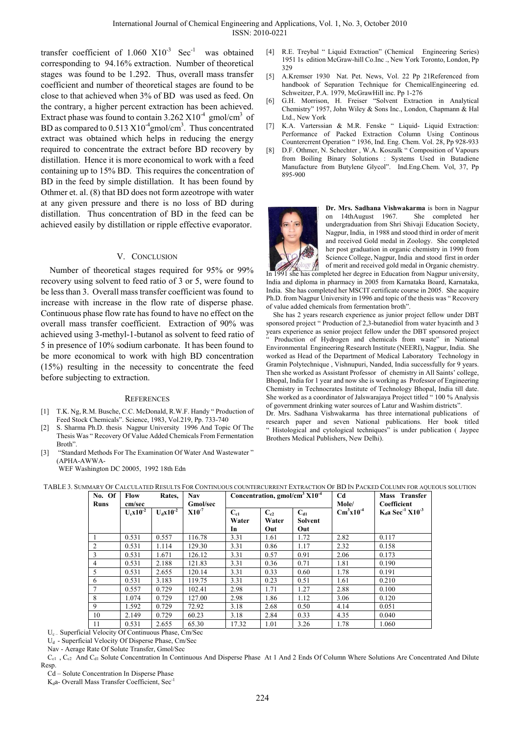transfer coefficient of $1.060 \times 10^{-3}$ $Sec^{-1}$ was obtained corresponding to 94.16% extraction. Number of theoretical stages was found to be 1.292. Thus, overall mass transfer coefficient and number of theoretical stages are found to be close to that achieved when 3% of BD was used as feed. On the contrary, a higher percent extraction has been achieved. Extract phase was found to contain $3.262 \times 10^{-4}$ gmol/cm$^3$ of BD as compared to $0.513 \times 10^{-4}$gmol/cm$^3$. Thus concentrated extract was obtained which helps in reducing the energy required to concentrate the extract before BD recovery by distillation. Hence it is more economical to work with a feed containing up to 15% BD. This requires the concentration of BD in the feed by simple distillation. It has been found by Othmer et. al. (8) that BD does not form azeotrope with water at any given pressure and there is no loss of BD during distillation. Thus concentration of BD in the feed can be achieved easily by distillation or ripple effective evaporator.

## V. Conclusion

Number of theoretical stages required for 95% or 99% recovery using solvent to feed ratio of 3 or 5, were found to be less than 3. Overall mass transfer coefficient was found to increase with increase in the flow rate of disperse phase. Continuous phase flow rate has found to have no effect on the overall mass transfer coefficient. Extraction of 90% was achieved using 3-methyl-1-butanol as solvent to feed ratio of 5 in presence of 10% sodium carbonate. It has been found to be more economical to work with high BD concentration (15%) resulting in the necessity to concentrate the feed before subjecting to extraction.

## References

[1] T.K. Ng, R.M. Busche, C.C. McDonald, R.W.F. Handy " Production of Feed Stock Chemicals". Science, 1983, Vol.219, Pp. 733-740

[2] S. Sharma Ph.D. thesis Nagpur University 1996 And Topic Of The Thesis Was " Recovery Of Value Added Chemicals From Fermentation Broth".

[3] "Standard Methods For The Examination Of Water And Wastewater " (APHA-AWWA-WEF Washington DC 20005, 1992 18th Edn

[4] R.E. Treybal " Liquid Extraction" (Chemical Engineering Series) 1951 1s edition McGraw-hill Co.Inc ., New York Toronto, London, Pp 329

[5] A.Kremser 1930 Nat. Pet. News, Vol. 22 Pp 21Referenced from handbook of Separation Technique for ChemicalEngineering ed. Schweitzer, P.A. 1979, McGrawHill inc. Pp 1-276

[6] G.H. Morrison, H. Freiser "Solvent Extraction in Analytical Chemistry" 1957, John Wiley & Sons Inc., London, Chapmann & Hal Ltd., New York

[7] K.A. Varterssian & M.R. Fenske " Liquid- Liquid Extraction: Performance of Packed Extraction Column Using Continous Countercrrent Operation " 1936, Ind. Eng. Chem. Vol. 28, Pp 928-933

[8] D.F. Othmer, N. Schechter , W.A. Koszalk " Composition of Vapours from Boiling Binary Solutions : Systems Used in Butadiene Manufacture from Butylene Glycol". Ind.Eng.Chem. Vol, 37, Pp 895-900

**Dr. Mrs. Sadhana Vishwakarma** is born in Nagpur on 14thAugust 1967. She completed her undergraduation from Shri Shivaji Education Society, Nagpur, India, in 1988 and stood third in order of merit and received Gold medal in Zoology. She completed her post graduation in organic chemistry in 1990 from Science College, Nagpur, India and stood first in order of merit and received gold medal in Organic chemistry. In 1991 she has completed her degree in Education from Nagpur university, India and diploma in pharmacy in 2005 from Karnataka Board, Karnataka, India. She has completed her MSCIT certificate course in 2005. She acquire Ph.D. from Nagpur University in 1996 and topic of the thesis was " Recovery of value added chemicals from fermentation broth".

She has 2 years research experience as junior project fellow under DBT sponsored project " Production of 2,3-butanediol from water hyacinth and 3 years experience as senior project fellow under the DBT sponsored project " Production of Hydrogen and chemicals from waste" in National Environmental Engineering Research Institute (NEERI), Nagpur, India. She worked as Head of the Department of Medical Laboratory Technology in Gramin Polytechnique , Vishnupuri, Nanded, India successfully for 9 years. Then she worked as Assistant Professor of chemistry in All Saints' college, Bhopal, India for 1 year and now she is working as Professor of Engineering Chemistry in Technocrates Institute of Technology Bhopal, India till date. She worked as a coordinator of Jalswarajaya Project titled " 100 % Analysis of government drinking water sources of Latur and Washim districts".

Dr. Mrs. Sadhana Vishwakarma has three international publications of research paper and seven National publications. Her book titled " Histological and cytological techniques" is under publication ( Jaypee Brothers Medical Publishers, New Delhi).

TABLE 3. Summary Of Calculated Results For Continuous countercurrent Extraction Of BD In Packed Column for aqueous solution

| No. Of Runs | Flow Rates, cm/sec | | Nav Gmol/sec $\times 10^{-7}$ | Concentration, gmol/cm$^3$ $\times 10^{-4}$ | | | Cd Mole/ Cm$^3$x$10^{-4}$ | Mass Transfer Coefficient $K_d a$ Sec$^{-1}$ $\times 10^{-3}$ |
|---|---|---|---|---|---|---|---|---|
| | $U_c \times 10^{-2}$ | $U_d \times 10^{-2}$ | | $C_{c1}$ Water In | $C_{c2}$ Water Out | $C_{d1}$ Solvent Out | | |
| 1 | 0.531 | 0.557 | 116.78 | 3.31 | 1.61 | 1.72 | 2.82 | 0.117 |
| 2 | 0.531 | 1.114 | 129.30 | 3.31 | 0.86 | 1.17 | 2.32 | 0.158 |
| 3 | 0.531 | 1.671 | 126.12 | 3.31 | 0.57 | 0.91 | 2.06 | 0.173 |
| 4 | 0.531 | 2.188 | 121.83 | 3.31 | 0.36 | 0.71 | 1.81 | 0.190 |
| 5 | 0.531 | 2.655 | 120.14 | 3.31 | 0.33 | 0.60 | 1.78 | 0.191 |
| 6 | 0.531 | 3.183 | 119.75 | 3.31 | 0.23 | 0.51 | 1.61 | 0.210 |
| 7 | 0.557 | 0.729 | 102.41 | 2.98 | 1.71 | 1.27 | 2.88 | 0.100 |
| 8 | 1.074 | 0.729 | 127.00 | 2.98 | 1.86 | 1.12 | 3.06 | 0.120 |
| 9 | 1.592 | 0.729 | 72.92 | 3.18 | 2.68 | 0.50 | 4.14 | 0.051 |
| 10 | 2.149 | 0.729 | 60.23 | 3.18 | 2.84 | 0.33 | 4.35 | 0.040 |
| 11 | 0.531 | 2.655 | 65.30 | 17.32 | 1.01 | 3.26 | 1.78 | 1.060 |

$U_c$ – Superficial Velocity Of Continuous Phase, Cm/Sec

$U_d$ - Superficial Velocity Of Disperse Phase, Cm/Sec

Nav - Aerage Rate Of Solute Transfer, Gmol/Sec

$C_{c1}$ , $C_{c2}$ And $C_{d1}$ Solute Concentration In Continuous And Disperse Phase At 1 And 2 Ends Of Column Where Solutions Are Concentrated And Dilute Resp.

Cd – Solute Concentration In Disperse Phase

$K_d a$- Overall Mass Transfer Coefficient, Sec$^{-1}$